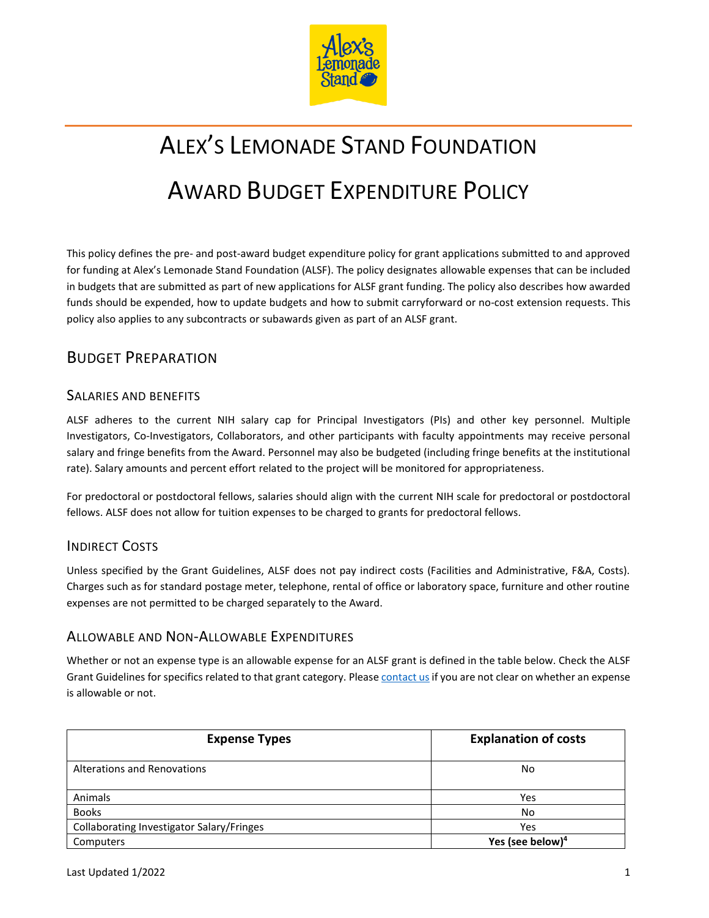# Alex's Lemonade Stand Foundation

# Award Budget Expenditure Policy

This policy defines the pre- and post-award budget expenditure policy for grant applications submitted to and approved for funding at Alex's Lemonade Stand Foundation (ALSF). The policy designates allowable expenses that can be included in budgets that are submitted as part of new applications for ALSF grant funding. The policy also describes how awarded funds should be expended, how to update budgets and how to submit carryforward or no-cost extension requests. This policy also applies to any subcontracts or subawards given as part of an ALSF grant.

## Budget Preparation

### Salaries and Benefits

ALSF adheres to the current NIH salary cap for Principal Investigators (PIs) and other key personnel. Multiple Investigators, Co-Investigators, Collaborators, and other participants with faculty appointments may receive personal salary and fringe benefits from the Award. Personnel may also be budgeted (including fringe benefits at the institutional rate). Salary amounts and percent effort related to the project will be monitored for appropriateness.

For predoctoral or postdoctoral fellows, salaries should align with the current NIH scale for predoctoral or postdoctoral fellows. ALSF does not allow for tuition expenses to be charged to grants for predoctoral fellows.

### Indirect Costs

Unless specified by the Grant Guidelines, ALSF does not pay indirect costs (Facilities and Administrative, F&A, Costs). Charges such as for standard postage meter, telephone, rental of office or laboratory space, furniture and other routine expenses are not permitted to be charged separately to the Award.

### Allowable and Non-Allowable Expenditures

Whether or not an expense type is an allowable expense for an ALSF grant is defined in the table below. Check the ALSF Grant Guidelines for specifics related to that grant category. Please contact us if you are not clear on whether an expense is allowable or not.

| Expense Types | Explanation of costs |
|---|---|
| Alterations and Renovations | No |
| Animals | Yes |
| Books | No |
| Collaborating Investigator Salary/Fringes | Yes |
| Computers | **Yes (see below)[4]** |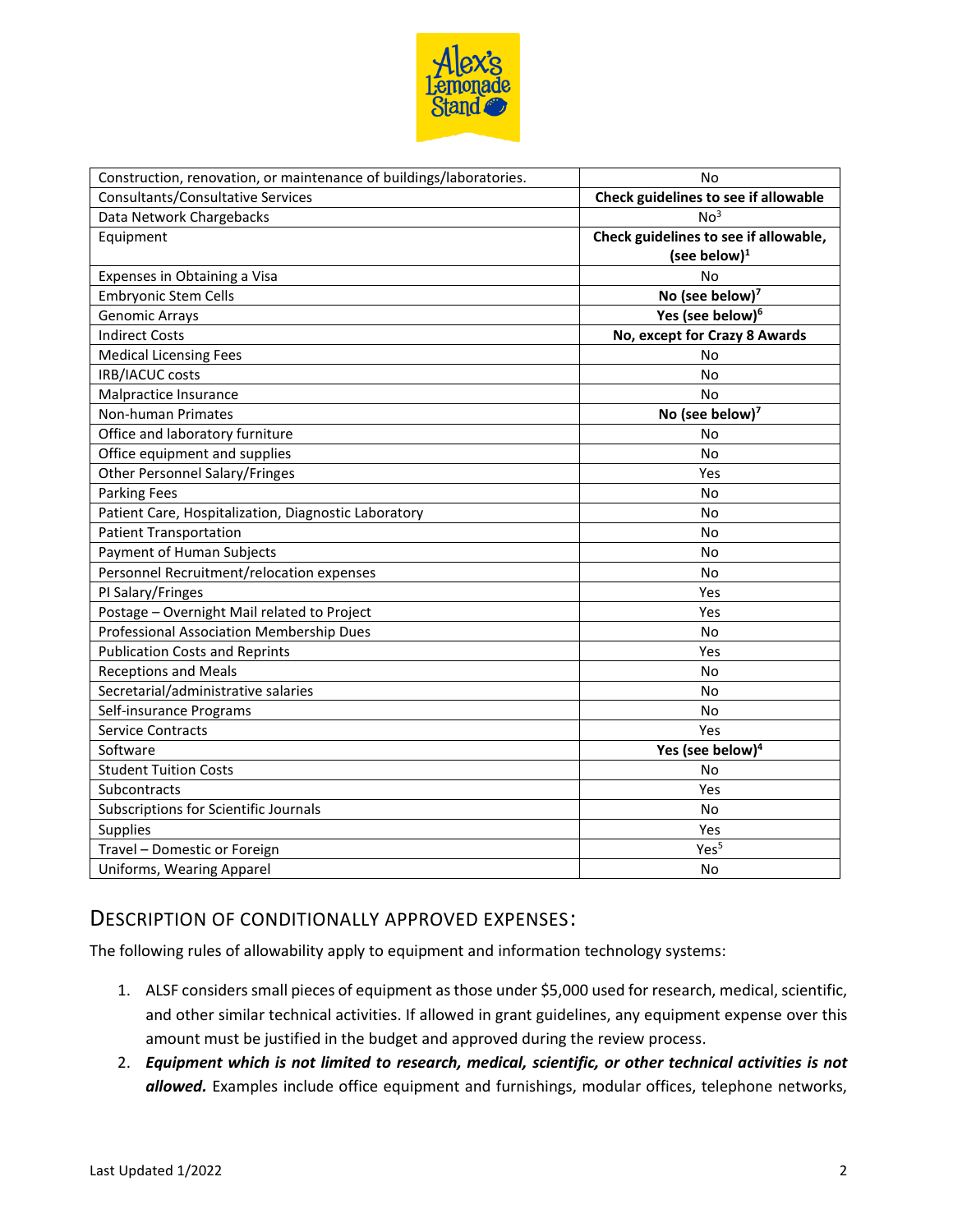| Construction, renovation, or maintenance of buildings/laboratories. | No |
|---|---|
| Consultants/Consultative Services | **Check guidelines to see if allowable** |
| Data Network Chargebacks | No[3] |
| Equipment | **Check guidelines to see if allowable, (see below)[1]** |
| Expenses in Obtaining a Visa | No |
| Embryonic Stem Cells | **No (see below)[7]** |
| Genomic Arrays | **Yes (see below)[6]** |
| Indirect Costs | **No, except for Crazy 8 Awards** |
| Medical Licensing Fees | No |
| IRB/IACUC costs | No |
| Malpractice Insurance | No |
| Non-human Primates | **No (see below)[7]** |
| Office and laboratory furniture | No |
| Office equipment and supplies | No |
| Other Personnel Salary/Fringes | Yes |
| Parking Fees | No |
| Patient Care, Hospitalization, Diagnostic Laboratory | No |
| Patient Transportation | No |
| Payment of Human Subjects | No |
| Personnel Recruitment/relocation expenses | No |
| PI Salary/Fringes | Yes |
| Postage – Overnight Mail related to Project | Yes |
| Professional Association Membership Dues | No |
| Publication Costs and Reprints | Yes |
| Receptions and Meals | No |
| Secretarial/administrative salaries | No |
| Self-insurance Programs | No |
| Service Contracts | Yes |
| Software | **Yes (see below)[4]** |
| Student Tuition Costs | No |
| Subcontracts | Yes |
| Subscriptions for Scientific Journals | No |
| Supplies | Yes |
| Travel – Domestic or Foreign | Yes[5] |
| Uniforms, Wearing Apparel | No |

## Description of Conditionally Approved Expenses:

The following rules of allowability apply to equipment and information technology systems:

1. ALSF considers small pieces of equipment as those under $5,000 used for research, medical, scientific, and other similar technical activities. If allowed in grant guidelines, any equipment expense over this amount must be justified in the budget and approved during the review process.
2. ***Equipment which is not limited to research, medical, scientific, or other technical activities is not allowed.*** Examples include office equipment and furnishings, modular offices, telephone networks,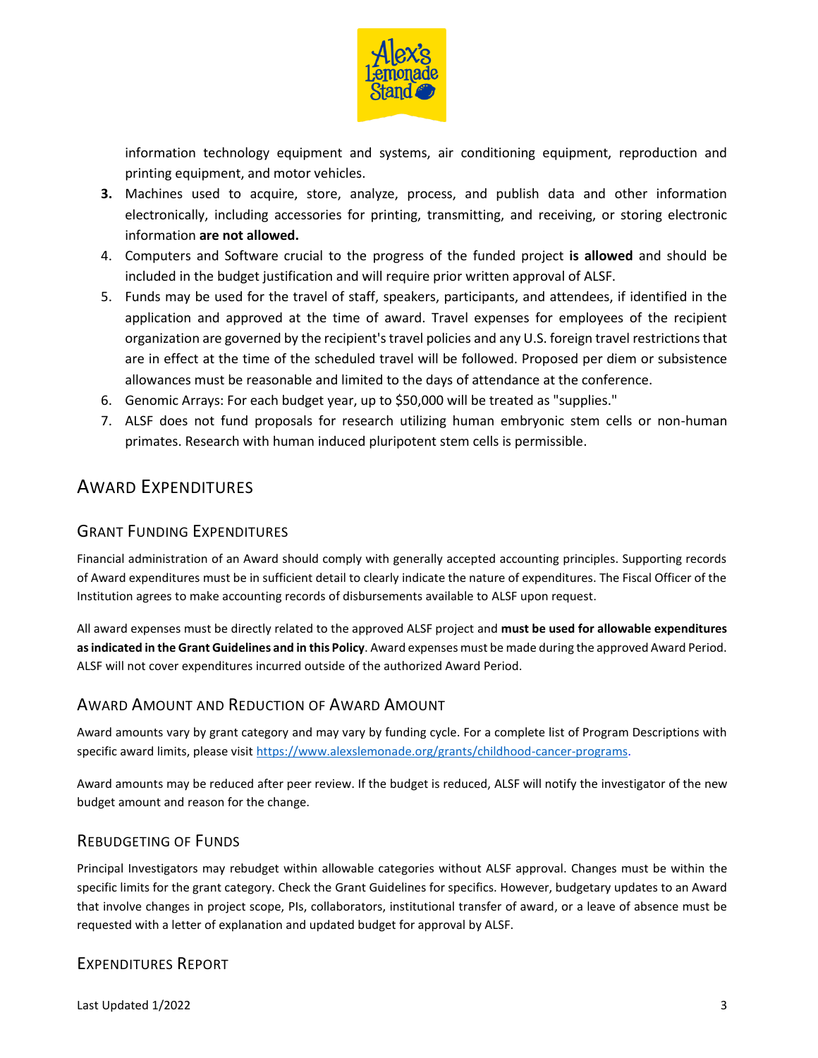information technology equipment and systems, air conditioning equipment, reproduction and printing equipment, and motor vehicles.

3. Machines used to acquire, store, analyze, process, and publish data and other information electronically, including accessories for printing, transmitting, and receiving, or storing electronic information **are not allowed.**
4. Computers and Software crucial to the progress of the funded project **is allowed** and should be included in the budget justification and will require prior written approval of ALSF.
5. Funds may be used for the travel of staff, speakers, participants, and attendees, if identified in the application and approved at the time of award. Travel expenses for employees of the recipient organization are governed by the recipient's travel policies and any U.S. foreign travel restrictions that are in effect at the time of the scheduled travel will be followed. Proposed per diem or subsistence allowances must be reasonable and limited to the days of attendance at the conference.
6. Genomic Arrays: For each budget year, up to $50,000 will be treated as "supplies."
7. ALSF does not fund proposals for research utilizing human embryonic stem cells or non-human primates. Research with human induced pluripotent stem cells is permissible.

# Award Expenditures

## Grant Funding Expenditures

Financial administration of an Award should comply with generally accepted accounting principles. Supporting records of Award expenditures must be in sufficient detail to clearly indicate the nature of expenditures. The Fiscal Officer of the Institution agrees to make accounting records of disbursements available to ALSF upon request.

All award expenses must be directly related to the approved ALSF project and **must be used for allowable expenditures as indicated in the Grant Guidelines and in this Policy**. Award expenses must be made during the approved Award Period. ALSF will not cover expenditures incurred outside of the authorized Award Period.

## Award Amount and Reduction of Award Amount

Award amounts vary by grant category and may vary by funding cycle. For a complete list of Program Descriptions with specific award limits, please visit https://www.alexslemonade.org/grants/childhood-cancer-programs.

Award amounts may be reduced after peer review. If the budget is reduced, ALSF will notify the investigator of the new budget amount and reason for the change.

## Rebudgeting of Funds

Principal Investigators may rebudget within allowable categories without ALSF approval. Changes must be within the specific limits for the grant category. Check the Grant Guidelines for specifics. However, budgetary updates to an Award that involve changes in project scope, PIs, collaborators, institutional transfer of award, or a leave of absence must be requested with a letter of explanation and updated budget for approval by ALSF.

## Expenditures Report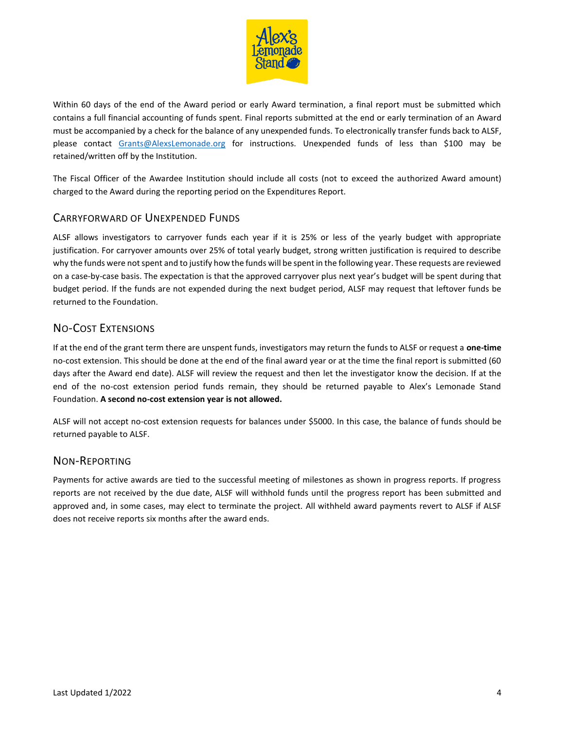Within 60 days of the end of the Award period or early Award termination, a final report must be submitted which contains a full financial accounting of funds spent. Final reports submitted at the end or early termination of an Award must be accompanied by a check for the balance of any unexpended funds. To electronically transfer funds back to ALSF, please contact Grants@AlexsLemonade.org for instructions. Unexpended funds of less than $100 may be retained/written off by the Institution.

The Fiscal Officer of the Awardee Institution should include all costs (not to exceed the authorized Award amount) charged to the Award during the reporting period on the Expenditures Report.

## Carryforward of Unexpended Funds

ALSF allows investigators to carryover funds each year if it is 25% or less of the yearly budget with appropriate justification. For carryover amounts over 25% of total yearly budget, strong written justification is required to describe why the funds were not spent and to justify how the funds will be spent in the following year. These requests are reviewed on a case-by-case basis. The expectation is that the approved carryover plus next year's budget will be spent during that budget period. If the funds are not expended during the next budget period, ALSF may request that leftover funds be returned to the Foundation.

## No-Cost Extensions

If at the end of the grant term there are unspent funds, investigators may return the funds to ALSF or request a **one-time** no-cost extension. This should be done at the end of the final award year or at the time the final report is submitted (60 days after the Award end date). ALSF will review the request and then let the investigator know the decision. If at the end of the no-cost extension period funds remain, they should be returned payable to Alex's Lemonade Stand Foundation. **A second no-cost extension year is not allowed.**

ALSF will not accept no-cost extension requests for balances under $5000. In this case, the balance of funds should be returned payable to ALSF.

## Non-Reporting

Payments for active awards are tied to the successful meeting of milestones as shown in progress reports. If progress reports are not received by the due date, ALSF will withhold funds until the progress report has been submitted and approved and, in some cases, may elect to terminate the project. All withheld award payments revert to ALSF if ALSF does not receive reports six months after the award ends.

Last Updated 1/2022